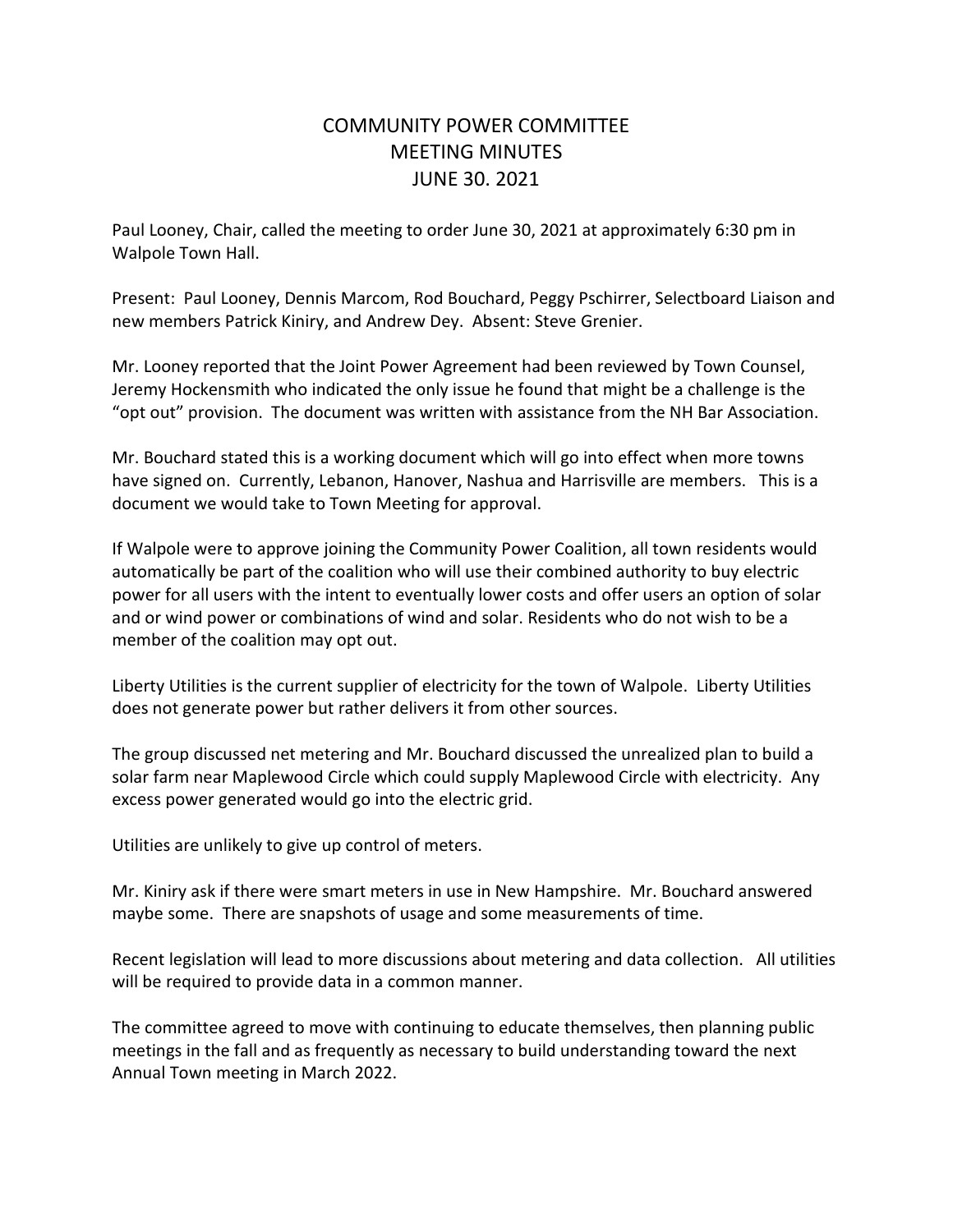# COMMUNITY POWER COMMITTEE
# MEETING MINUTES
# JUNE 30. 2021

Paul Looney, Chair, called the meeting to order June 30, 2021 at approximately 6:30 pm in Walpole Town Hall.

Present: Paul Looney, Dennis Marcom, Rod Bouchard, Peggy Pschirrer, Selectboard Liaison and new members Patrick Kiniry, and Andrew Dey. Absent: Steve Grenier.

Mr. Looney reported that the Joint Power Agreement had been reviewed by Town Counsel, Jeremy Hockensmith who indicated the only issue he found that might be a challenge is the "opt out" provision. The document was written with assistance from the NH Bar Association.

Mr. Bouchard stated this is a working document which will go into effect when more towns have signed on. Currently, Lebanon, Hanover, Nashua and Harrisville are members. This is a document we would take to Town Meeting for approval.

If Walpole were to approve joining the Community Power Coalition, all town residents would automatically be part of the coalition who will use their combined authority to buy electric power for all users with the intent to eventually lower costs and offer users an option of solar and or wind power or combinations of wind and solar. Residents who do not wish to be a member of the coalition may opt out.

Liberty Utilities is the current supplier of electricity for the town of Walpole. Liberty Utilities does not generate power but rather delivers it from other sources.

The group discussed net metering and Mr. Bouchard discussed the unrealized plan to build a solar farm near Maplewood Circle which could supply Maplewood Circle with electricity. Any excess power generated would go into the electric grid.

Utilities are unlikely to give up control of meters.

Mr. Kiniry ask if there were smart meters in use in New Hampshire. Mr. Bouchard answered maybe some. There are snapshots of usage and some measurements of time.

Recent legislation will lead to more discussions about metering and data collection. All utilities will be required to provide data in a common manner.

The committee agreed to move with continuing to educate themselves, then planning public meetings in the fall and as frequently as necessary to build understanding toward the next Annual Town meeting in March 2022.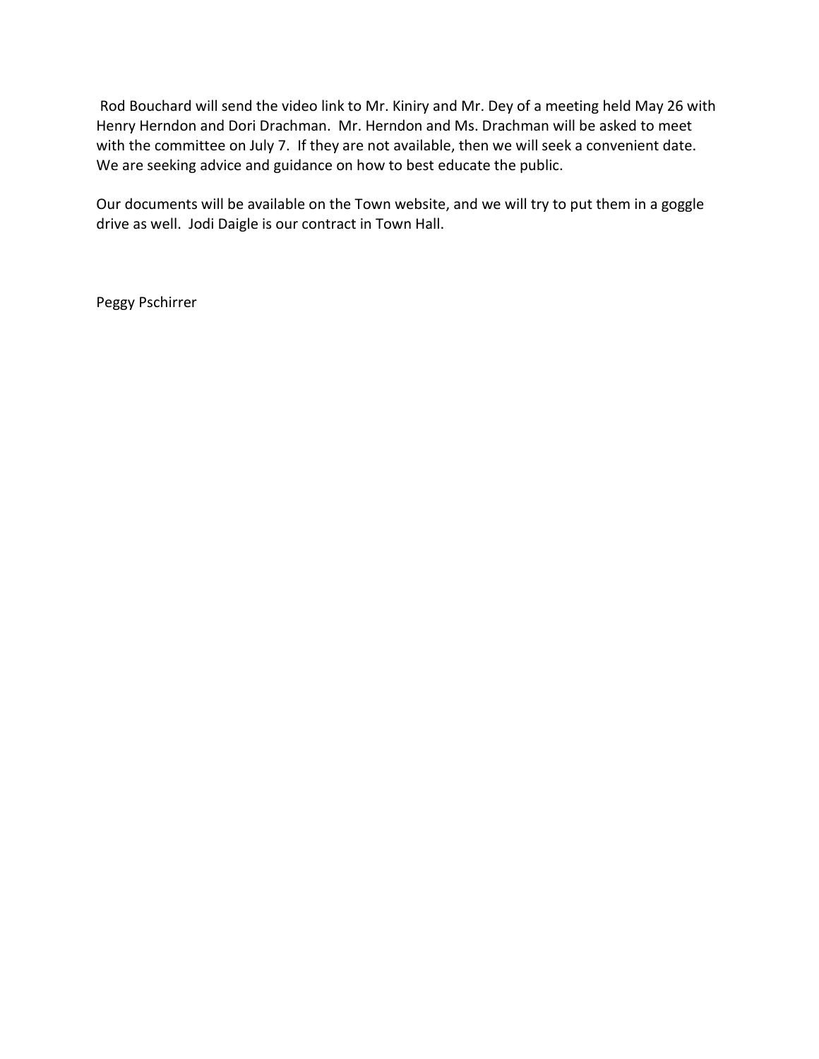Rod Bouchard will send the video link to Mr. Kiniry and Mr. Dey of a meeting held May 26 with Henry Herndon and Dori Drachman. Mr. Herndon and Ms. Drachman will be asked to meet with the committee on July 7. If they are not available, then we will seek a convenient date. We are seeking advice and guidance on how to best educate the public.

Our documents will be available on the Town website, and we will try to put them in a goggle drive as well. Jodi Daigle is our contract in Town Hall.

Peggy Pschirrer